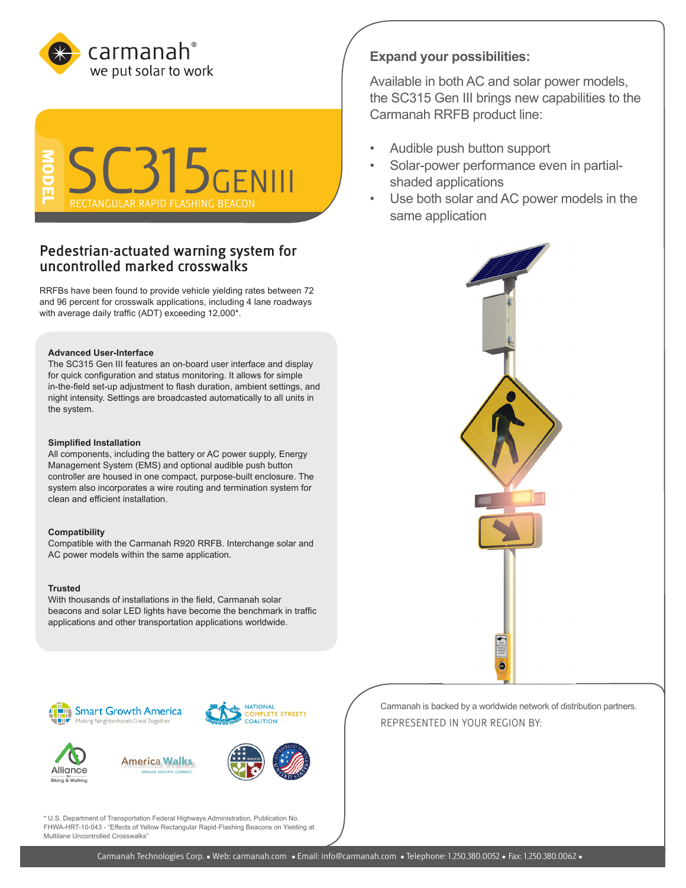carmanah®
we put solar to work

MODEL

# SC315 GENIII

RECTANGULAR RAPID FLASHING BEACON

## Pedestrian-actuated warning system for uncontrolled marked crosswalks

RRFBs have been found to provide vehicle yielding rates between 72 and 96 percent for crosswalk applications, including 4 lane roadways with average daily traffic (ADT) exceeding 12,000*.

**Advanced User-Interface**
The SC315 Gen III features an on-board user interface and display for quick configuration and status monitoring. It allows for simple in-the-field set-up adjustment to flash duration, ambient settings, and night intensity. Settings are broadcasted automatically to all units in the system.

**Simplified Installation**
All components, including the battery or AC power supply, Energy Management System (EMS) and optional audible push button controller are housed in one compact, purpose-built enclosure. The system also incorporates a wire routing and termination system for clean and efficient installation.

**Compatibility**
Compatible with the Carmanah R920 RRFB. Interchange solar and AC power models within the same application.

**Trusted**
With thousands of installations in the field, Carmanah solar beacons and solar LED lights have become the benchmark in traffic applications and other transportation applications worldwide.

### Expand your possibilities:

Available in both AC and solar power models, the SC315 Gen III brings new capabilities to the Carmanah RRFB product line:

- Audible push button support
- Solar-power performance even in partial-shaded applications
- Use both solar and AC power models in the same application

Smart Growth America — Making Neighborhoods Great Together

National Complete Streets Coalition

Alliance for Biking & Walking

America Walks — Engage. Educate. Connect.

Carmanah is backed by a worldwide network of distribution partners.

REPRESENTED IN YOUR REGION BY:

* U.S. Department of Transportation Federal Highways Administration, Publication No. FHWA-HRT-10-043 - "Effects of Yellow Rectangular Rapid-Flashing Beacons on Yielding at Multilane Uncontrolled Crosswalks"

Carmanah Technologies Corp. • Web: carmanah.com • Email: info@carmanah.com • Telephone: 1.250.380.0052 • Fax: 1.250.380.0062 •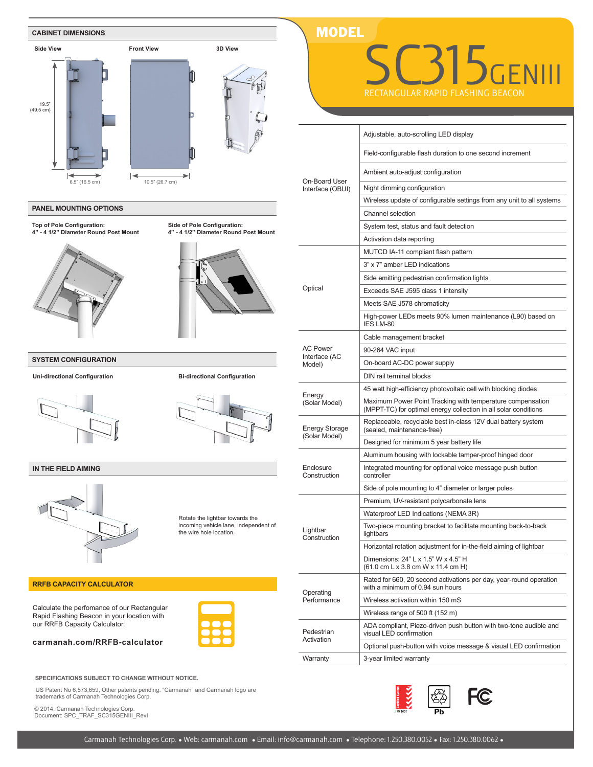# MODEL SC315GENIII

RECTANGULAR RAPID FLASHING BEACON

## CABINET DIMENSIONS

Side View

Front View

3D View

19.5" (49.5 cm)

6.5" (16.5 cm)

10.5" (26.7 cm)

## PANEL MOUNTING OPTIONS

**Top of Pole Configuration:**
**4" - 4 1/2" Diameter Round Post Mount**

**Side of Pole Configuration:**
**4" - 4 1/2" Diameter Round Post Mount**

## SYSTEM CONFIGURATION

**Uni-directional Configuration**

**Bi-directional Configuration**

## IN THE FIELD AIMING

Rotate the lightbar towards the incoming vehicle lane, independent of the wire hole location.

## RRFB CAPACITY CALCULATOR

Calculate the perfomance of our Rectangular Rapid Flashing Beacon in your location with our RRFB Capacity Calculator.

**carmanah.com/RRFB-calculator**

| | |
|---|---|
| On-Board User Interface (OBUI) | Adjustable, auto-scrolling LED display |
| | Field-configurable flash duration to one second increment |
| | Ambient auto-adjust configuration |
| | Night dimming configuration |
| | Wireless update of configurable settings from any unit to all systems |
| | Channel selection |
| | System test, status and fault detection |
| | Activation data reporting |
| Optical | MUTCD IA-11 compliant flash pattern |
| | 3" x 7" amber LED indications |
| | Side emitting pedestrian confirmation lights |
| | Exceeds SAE J595 class 1 intensity |
| | Meets SAE J578 chromaticity |
| | High-power LEDs meets 90% lumen maintenance (L90) based on IES LM-80 |
| AC Power Interface (AC Model) | Cable management bracket |
| | 90-264 VAC input |
| | On-board AC-DC power supply |
| | DIN rail terminal blocks |
| Energy (Solar Model) | 45 watt high-efficiency photovoltaic cell with blocking diodes |
| | Maximum Power Point Tracking with temperature compensation (MPPT-TC) for optimal energy collection in all solar conditions |
| Energy Storage (Solar Model) | Replaceable, recyclable best in-class 12V dual battery system (sealed, maintenance-free) |
| | Designed for minimum 5 year battery life |
| Enclosure Construction | Aluminum housing with lockable tamper-proof hinged door |
| | Integrated mounting for optional voice message push button controller |
| | Side of pole mounting to 4" diameter or larger poles |
| Lightbar Construction | Premium, UV-resistant polycarbonate lens |
| | Waterproof LED Indications (NEMA 3R) |
| | Two-piece mounting bracket to facilitate mounting back-to-back lightbars |
| | Horizontal rotation adjustment for in-the-field aiming of lightbar |
| | Dimensions: 24" L x 1.5" W x 4.5" H (61.0 cm L x 3.8 cm W x 11.4 cm H) |
| Operating Performance | Rated for 660, 20 second activations per day, year-round operation with a minimum of 0.94 sun hours |
| | Wireless activation within 150 mS |
| | Wireless range of 500 ft (152 m) |
| Pedestrian Activation | ADA compliant, Piezo-driven push button with two-tone audible and visual LED confirmation |
| | Optional push-button with voice message & visual LED confirmation |
| Warranty | 3-year limited warranty |

**SPECIFICATIONS SUBJECT TO CHANGE WITHOUT NOTICE.**

US Patent No 6,573,659, Other patents pending. "Carmanah" and Carmanah logo are trademarks of Carmanah Technologies Corp.

© 2014, Carmanah Technologies Corp.
Document: SPC_TRAF_SC315GENIII_RevI

Carmanah Technologies Corp. • Web: carmanah.com • Email: info@carmanah.com • Telephone: 1.250.380.0052 • Fax: 1.250.380.0062 •